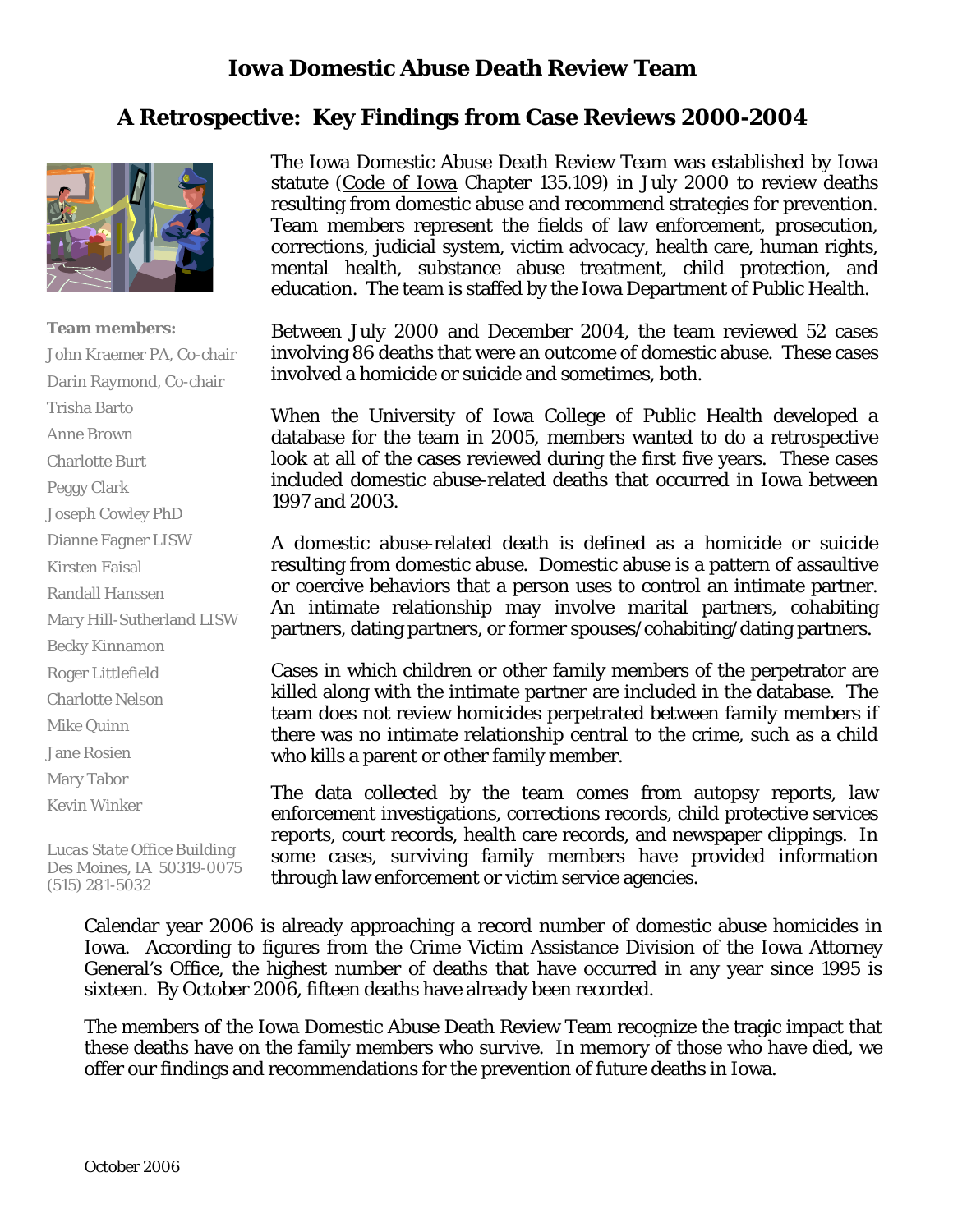# Iowa Domestic Abuse Death Review Team

## A Retrospective: Key Findings from Case Reviews 2000-2004

**Team members:**

John Kraemer PA, Co-chair
Darin Raymond, Co-chair
Trisha Barto
Anne Brown
Charlotte Burt
Peggy Clark
Joseph Cowley PhD
Dianne Fagner LISW
Kirsten Faisal
Randall Hanssen
Mary Hill-Sutherland LISW
Becky Kinnamon
Roger Littlefield
Charlotte Nelson
Mike Quinn
Jane Rosien
Mary Tabor
Kevin Winker

*Lucas State Office Building*
*Des Moines, IA 50319-0075*
*(515) 281-5032*

The Iowa Domestic Abuse Death Review Team was established by Iowa statute (Code of Iowa Chapter 135.109) in July 2000 to review deaths resulting from domestic abuse and recommend strategies for prevention. Team members represent the fields of law enforcement, prosecution, corrections, judicial system, victim advocacy, health care, human rights, mental health, substance abuse treatment, child protection, and education. The team is staffed by the Iowa Department of Public Health.

Between July 2000 and December 2004, the team reviewed 52 cases involving 86 deaths that were an outcome of domestic abuse. These cases involved a homicide or suicide and sometimes, both.

When the University of Iowa College of Public Health developed a database for the team in 2005, members wanted to do a retrospective look at all of the cases reviewed during the first five years. These cases included domestic abuse-related deaths that occurred in Iowa between 1997 and 2003.

A domestic abuse-related death is defined as a homicide or suicide resulting from domestic abuse. Domestic abuse is a pattern of assaultive or coercive behaviors that a person uses to control an intimate partner. An intimate relationship may involve marital partners, cohabiting partners, dating partners, or former spouses/cohabiting/dating partners.

Cases in which children or other family members of the perpetrator are killed along with the intimate partner are included in the database. The team does not review homicides perpetrated between family members if there was no intimate relationship central to the crime, such as a child who kills a parent or other family member.

The data collected by the team comes from autopsy reports, law enforcement investigations, corrections records, child protective services reports, court records, health care records, and newspaper clippings. In some cases, surviving family members have provided information through law enforcement or victim service agencies.

Calendar year 2006 is already approaching a record number of domestic abuse homicides in Iowa. According to figures from the Crime Victim Assistance Division of the Iowa Attorney General's Office, the highest number of deaths that have occurred in any year since 1995 is sixteen. By October 2006, fifteen deaths have already been recorded.

The members of the Iowa Domestic Abuse Death Review Team recognize the tragic impact that these deaths have on the family members who survive. In memory of those who have died, we offer our findings and recommendations for the prevention of future deaths in Iowa.

October 2006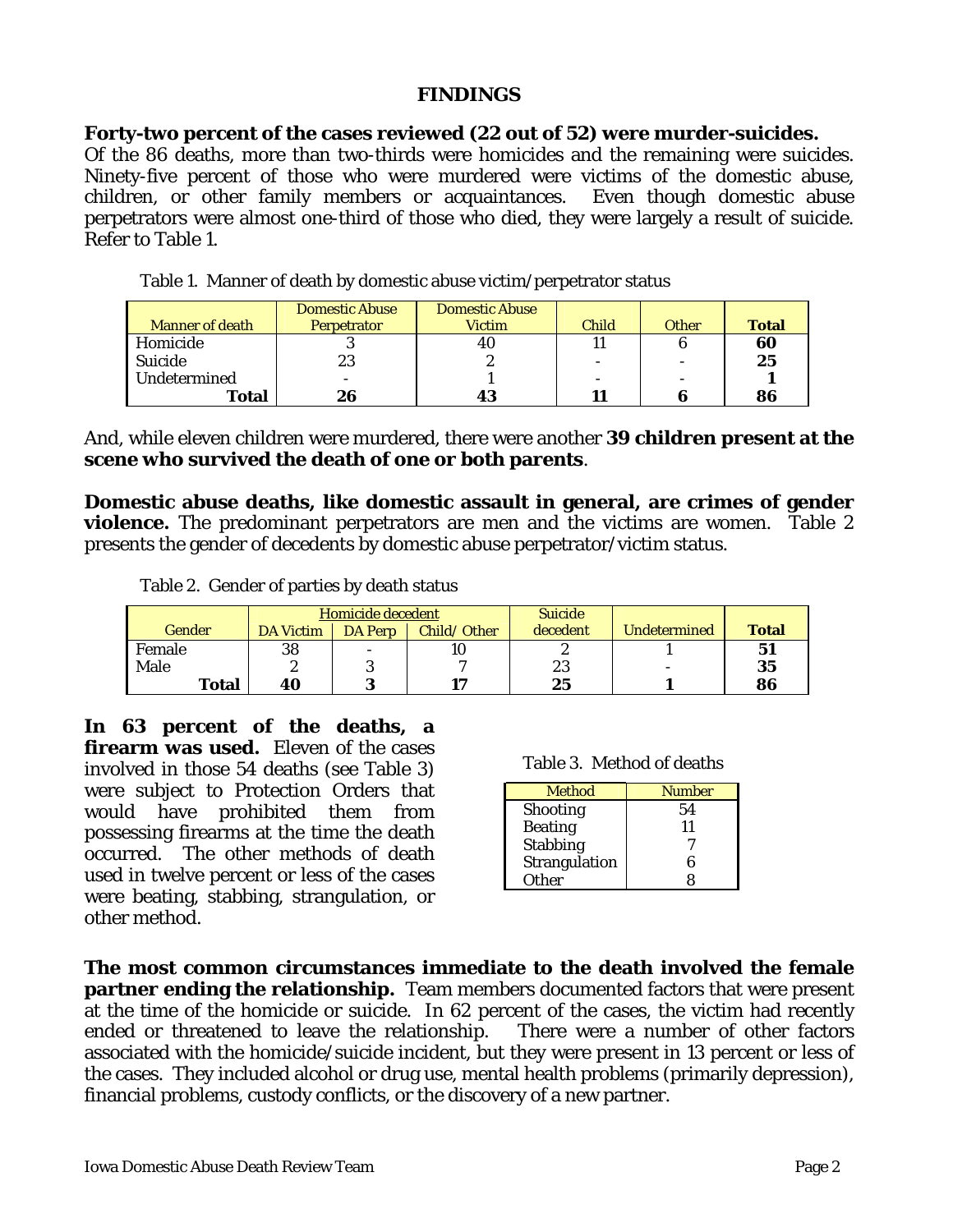## FINDINGS

**Forty-two percent of the cases reviewed (22 out of 52) were murder-suicides.** Of the 86 deaths, more than two-thirds were homicides and the remaining were suicides. Ninety-five percent of those who were murdered were victims of the domestic abuse, children, or other family members or acquaintances. Even though domestic abuse perpetrators were almost one-third of those who died, they were largely a result of suicide. Refer to Table 1.

Table 1. Manner of death by domestic abuse victim/perpetrator status

| Manner of death | Domestic Abuse Perpetrator | Domestic Abuse Victim | Child | Other | **Total** |
|---|---|---|---|---|---|
| Homicide | 3 | 40 | 11 | 6 | **60** |
| Suicide | 23 | 2 | - | - | **25** |
| Undetermined | - | 1 | - | - | **1** |
| **Total** | **26** | **43** | **11** | **6** | **86** |

And, while eleven children were murdered, there were another **39 children present at the scene who survived the death of one or both parents**.

**Domestic abuse deaths, like domestic assault in general, are crimes of gender violence.** The predominant perpetrators are men and the victims are women. Table 2 presents the gender of decedents by domestic abuse perpetrator/victim status.

Table 2. Gender of parties by death status

| Gender | Homicide decedent | | | Suicide decedent | Undetermined | **Total** |
|---|---|---|---|---|---|---|
| | DA Victim | DA Perp | Child/ Other | | | |
| Female | 38 | - | 10 | 2 | 1 | **51** |
| Male | 2 | 3 | 7 | 23 | - | **35** |
| **Total** | **40** | **3** | **17** | **25** | **1** | **86** |

**In 63 percent of the deaths, a firearm was used.** Eleven of the cases involved in those 54 deaths (see Table 3) were subject to Protection Orders that would have prohibited them from possessing firearms at the time the death occurred. The other methods of death used in twelve percent or less of the cases were beating, stabbing, strangulation, or other method.

Table 3. Method of deaths

| Method | Number |
|---|---|
| Shooting | 54 |
| Beating | 11 |
| Stabbing | 7 |
| Strangulation | 6 |
| Other | 8 |

**The most common circumstances immediate to the death involved the female partner ending the relationship.** Team members documented factors that were present at the time of the homicide or suicide. In 62 percent of the cases, the victim had recently ended or threatened to leave the relationship. There were a number of other factors associated with the homicide/suicide incident, but they were present in 13 percent or less of the cases. They included alcohol or drug use, mental health problems (primarily depression), financial problems, custody conflicts, or the discovery of a new partner.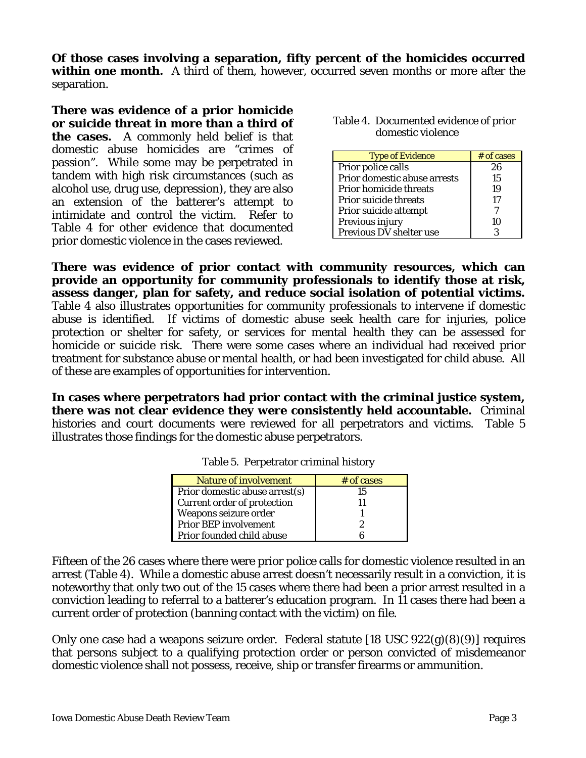**Of those cases involving a separation, fifty percent of the homicides occurred within one month.** A third of them, however, occurred seven months or more after the separation.

**There was evidence of a prior homicide or suicide threat in more than a third of the cases.** A commonly held belief is that domestic abuse homicides are "crimes of passion". While some may be perpetrated in tandem with high risk circumstances (such as alcohol use, drug use, depression), they are also an extension of the batterer's attempt to intimidate and control the victim. Refer to Table 4 for other evidence that documented prior domestic violence in the cases reviewed.

Table 4. Documented evidence of prior domestic violence

| Type of Evidence | # of cases |
|---|---|
| Prior police calls | 26 |
| Prior domestic abuse arrests | 15 |
| Prior homicide threats | 19 |
| Prior suicide threats | 17 |
| Prior suicide attempt | 7 |
| Previous injury | 10 |
| Previous DV shelter use | 3 |

**There was evidence of prior contact with community resources, which can provide an opportunity for community professionals to identify those at risk, assess danger, plan for safety, and reduce social isolation of potential victims.** Table 4 also illustrates opportunities for community professionals to intervene if domestic abuse is identified. If victims of domestic abuse seek health care for injuries, police protection or shelter for safety, or services for mental health they can be assessed for homicide or suicide risk. There were some cases where an individual had received prior treatment for substance abuse or mental health, or had been investigated for child abuse. All of these are examples of opportunities for intervention.

**In cases where perpetrators had prior contact with the criminal justice system, there was not clear evidence they were consistently held accountable.** Criminal histories and court documents were reviewed for all perpetrators and victims. Table 5 illustrates those findings for the domestic abuse perpetrators.

Table 5. Perpetrator criminal history

| Nature of involvement | # of cases |
|---|---|
| Prior domestic abuse arrest(s) | 15 |
| Current order of protection | 11 |
| Weapons seizure order | 1 |
| Prior BEP involvement | 2 |
| Prior founded child abuse | 6 |

Fifteen of the 26 cases where there were prior police calls for domestic violence resulted in an arrest (Table 4). While a domestic abuse arrest doesn't necessarily result in a conviction, it is noteworthy that only two out of the 15 cases where there had been a prior arrest resulted in a conviction leading to referral to a batterer's education program. In 11 cases there had been a current order of protection (banning contact with the victim) on file.

Only one case had a weapons seizure order. Federal statute [18 USC 922(g)(8)(9)] requires that persons subject to a qualifying protection order or person convicted of misdemeanor domestic violence shall not possess, receive, ship or transfer firearms or ammunition.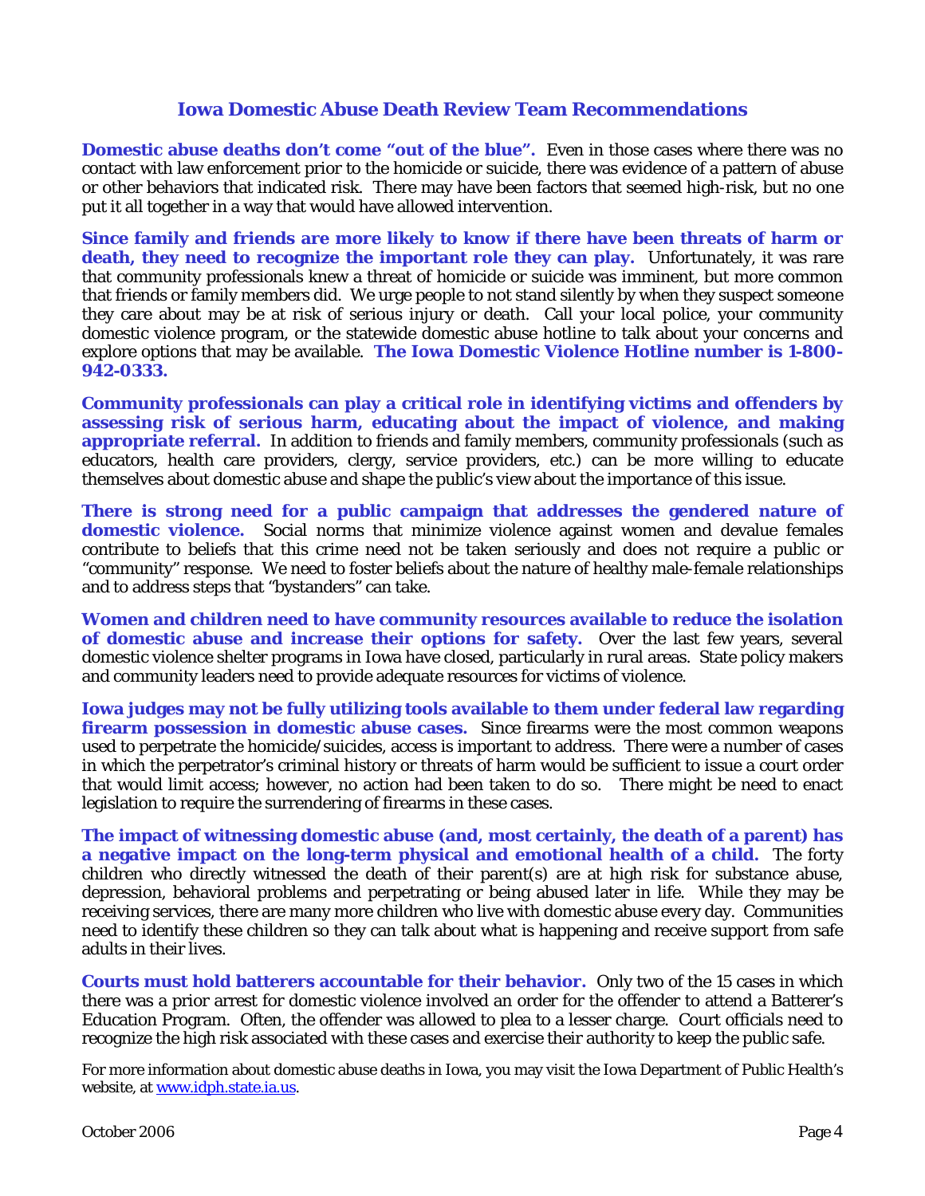## Iowa Domestic Abuse Death Review Team Recommendations

**Domestic abuse deaths don't come "out of the blue".** Even in those cases where there was no contact with law enforcement prior to the homicide or suicide, there was evidence of a pattern of abuse or other behaviors that indicated risk. There may have been factors that seemed high-risk, but no one put it all together in a way that would have allowed intervention.

**Since family and friends are more likely to know if there have been threats of harm or death, they need to recognize the important role they can play.** Unfortunately, it was rare that community professionals knew a threat of homicide or suicide was imminent, but more common that friends or family members did. We urge people to not stand silently by when they suspect someone they care about may be at risk of serious injury or death. Call your local police, your community domestic violence program, or the statewide domestic abuse hotline to talk about your concerns and explore options that may be available. **The Iowa Domestic Violence Hotline number is 1-800-942-0333.**

**Community professionals can play a critical role in identifying victims and offenders by assessing risk of serious harm, educating about the impact of violence, and making appropriate referral.** In addition to friends and family members, community professionals (such as educators, health care providers, clergy, service providers, etc.) can be more willing to educate themselves about domestic abuse and shape the public's view about the importance of this issue.

**There is strong need for a public campaign that addresses the gendered nature of domestic violence.** Social norms that minimize violence against women and devalue females contribute to beliefs that this crime need not be taken seriously and does not require a public or "community" response. We need to foster beliefs about the nature of healthy male-female relationships and to address steps that "bystanders" can take.

**Women and children need to have community resources available to reduce the isolation of domestic abuse and increase their options for safety.** Over the last few years, several domestic violence shelter programs in Iowa have closed, particularly in rural areas. State policy makers and community leaders need to provide adequate resources for victims of violence.

**Iowa judges may not be fully utilizing tools available to them under federal law regarding firearm possession in domestic abuse cases.** Since firearms were the most common weapons used to perpetrate the homicide/suicides, access is important to address. There were a number of cases in which the perpetrator's criminal history or threats of harm would be sufficient to issue a court order that would limit access; however, no action had been taken to do so. There might be need to enact legislation to require the surrendering of firearms in these cases.

**The impact of witnessing domestic abuse (and, most certainly, the death of a parent) has a negative impact on the long-term physical and emotional health of a child.** The forty children who directly witnessed the death of their parent(s) are at high risk for substance abuse, depression, behavioral problems and perpetrating or being abused later in life. While they may be receiving services, there are many more children who live with domestic abuse every day. Communities need to identify these children so they can talk about what is happening and receive support from safe adults in their lives.

**Courts must hold batterers accountable for their behavior.** Only two of the 15 cases in which there was a prior arrest for domestic violence involved an order for the offender to attend a Batterer's Education Program. Often, the offender was allowed to plea to a lesser charge. Court officials need to recognize the high risk associated with these cases and exercise their authority to keep the public safe.

For more information about domestic abuse deaths in Iowa, you may visit the Iowa Department of Public Health's website, at www.idph.state.ia.us.

October 2006